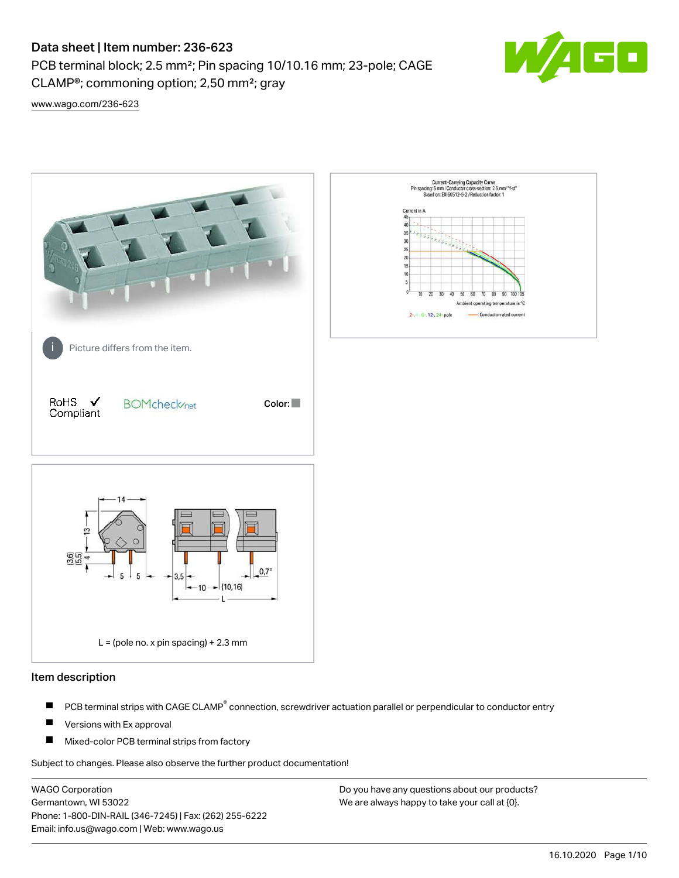# Data sheet | Item number: 236-623

PCB terminal block; 2.5 mm²; Pin spacing 10/10.16 mm; 23-pole; CAGE CLAMP®; commoning option; 2,50 mm²; gray

www.wago.com/236-623

Picture differs from the item.

RoHS ✓ Compliant

BOMcheck.net

Color:

L = (pole no. x pin spacing) + 2.3 mm

## Item description

- PCB terminal strips with CAGE CLAMP® connection, screwdriver actuation parallel or perpendicular to conductor entry
- Versions with Ex approval
- Mixed-color PCB terminal strips from factory

Subject to changes. Please also observe the further product documentation!

WAGO Corporation
Germantown, WI 53022
Phone: 1-800-DIN-RAIL (346-7245) | Fax: (262) 255-6222
Email: info.us@wago.com | Web: www.wago.us

Do you have any questions about our products?
We are always happy to take your call at {0}.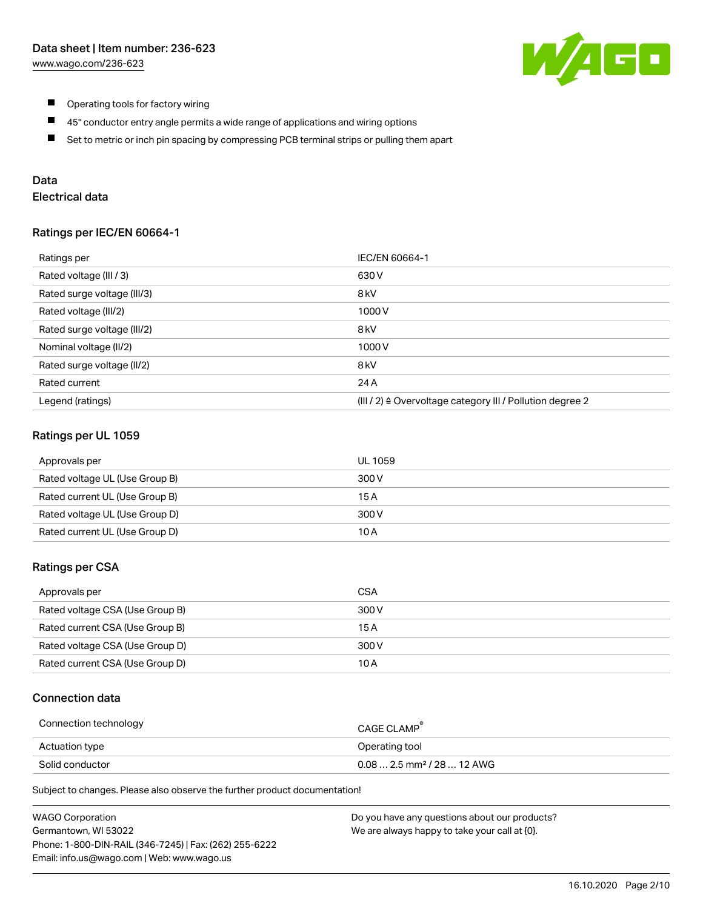- Operating tools for factory wiring
- 45° conductor entry angle permits a wide range of applications and wiring options
- Set to metric or inch pin spacing by compressing PCB terminal strips or pulling them apart

## Data

### Electrical data

#### Ratings per IEC/EN 60664-1

| Ratings per | IEC/EN 60664-1 |
|---|---|
| Rated voltage (III / 3) | 630 V |
| Rated surge voltage (III/3) | 8 kV |
| Rated voltage (III/2) | 1000 V |
| Rated surge voltage (III/2) | 8 kV |
| Nominal voltage (II/2) | 1000 V |
| Rated surge voltage (II/2) | 8 kV |
| Rated current | 24 A |
| Legend (ratings) | (III / 2) ≙ Overvoltage category III / Pollution degree 2 |

#### Ratings per UL 1059

| Approvals per | UL 1059 |
|---|---|
| Rated voltage UL (Use Group B) | 300 V |
| Rated current UL (Use Group B) | 15 A |
| Rated voltage UL (Use Group D) | 300 V |
| Rated current UL (Use Group D) | 10 A |

#### Ratings per CSA

| Approvals per | CSA |
|---|---|
| Rated voltage CSA (Use Group B) | 300 V |
| Rated current CSA (Use Group B) | 15 A |
| Rated voltage CSA (Use Group D) | 300 V |
| Rated current CSA (Use Group D) | 10 A |

### Connection data

| Connection technology | CAGE CLAMP® |
|---|---|
| Actuation type | Operating tool |
| Solid conductor | 0.08 … 2.5 mm² / 28 … 12 AWG |

Subject to changes. Please also observe the further product documentation!

WAGO Corporation
Germantown, WI 53022
Phone: 1-800-DIN-RAIL (346-7245) | Fax: (262) 255-6222
Email: info.us@wago.com | Web: www.wago.us

Do you have any questions about our products?
We are always happy to take your call at {0}.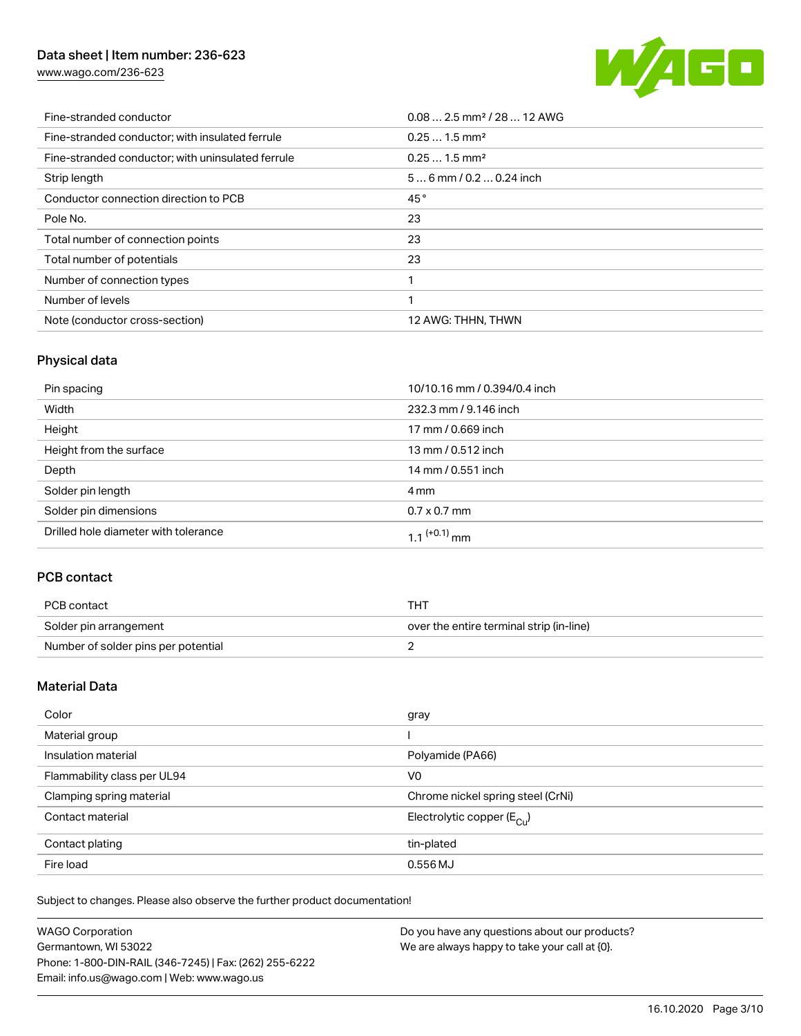| | |
|---|---|
| Fine-stranded conductor | 0.08 … 2.5 mm² / 28 … 12 AWG |
| Fine-stranded conductor; with insulated ferrule | 0.25 … 1.5 mm² |
| Fine-stranded conductor; with uninsulated ferrule | 0.25 … 1.5 mm² |
| Strip length | 5 … 6 mm / 0.2 … 0.24 inch |
| Conductor connection direction to PCB | 45 ° |
| Pole No. | 23 |
| Total number of connection points | 23 |
| Total number of potentials | 23 |
| Number of connection types | 1 |
| Number of levels | 1 |
| Note (conductor cross-section) | 12 AWG: THHN, THWN |

## Physical data

| | |
|---|---|
| Pin spacing | 10/10.16 mm / 0.394/0.4 inch |
| Width | 232.3 mm / 9.146 inch |
| Height | 17 mm / 0.669 inch |
| Height from the surface | 13 mm / 0.512 inch |
| Depth | 14 mm / 0.551 inch |
| Solder pin length | 4 mm |
| Solder pin dimensions | 0.7 x 0.7 mm |
| Drilled hole diameter with tolerance | $1.1^{(+0.1)}$ mm |

## PCB contact

| | |
|---|---|
| PCB contact | THT |
| Solder pin arrangement | over the entire terminal strip (in-line) |
| Number of solder pins per potential | 2 |

## Material Data

| | |
|---|---|
| Color | gray |
| Material group | I |
| Insulation material | Polyamide (PA66) |
| Flammability class per UL94 | V0 |
| Clamping spring material | Chrome nickel spring steel (CrNi) |
| Contact material | Electrolytic copper ($E_{Cu}$) |
| Contact plating | tin-plated |
| Fire load | 0.556 MJ |

Subject to changes. Please also observe the further product documentation!

WAGO Corporation
Germantown, WI 53022
Phone: 1-800-DIN-RAIL (346-7245) | Fax: (262) 255-6222
Email: info.us@wago.com | Web: www.wago.us

Do you have any questions about our products?
We are always happy to take your call at {0}.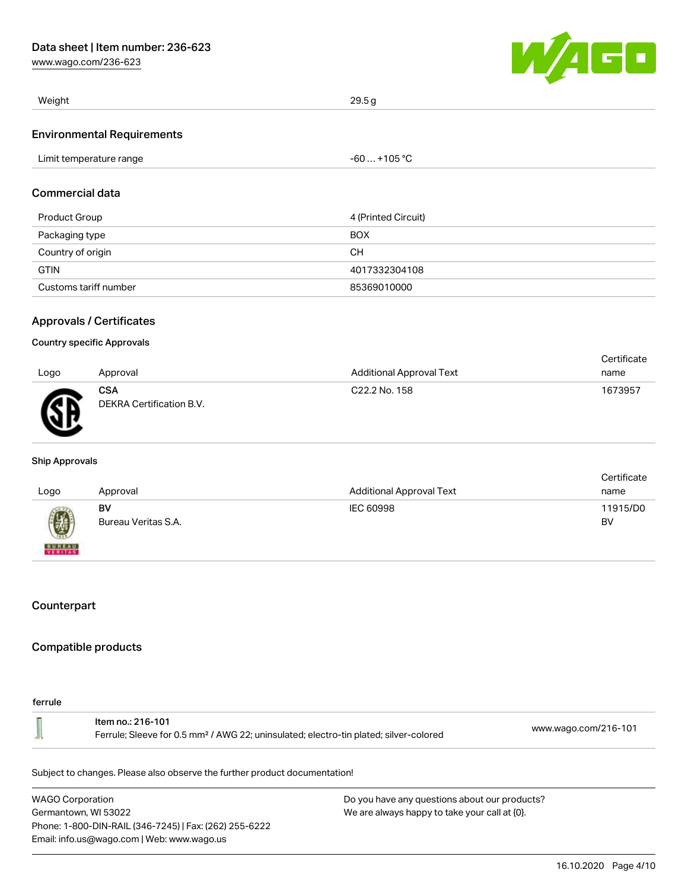| Weight | 29.5 g |
| --- | --- |

## Environmental Requirements

| Limit temperature range | -60 … +105 °C |
| --- | --- |

## Commercial data

| Product Group | 4 (Printed Circuit) |
| --- | --- |
| Packaging type | BOX |
| Country of origin | CH |
| GTIN | 4017332304108 |
| Customs tariff number | 85369010000 |

## Approvals / Certificates

### Country specific Approvals

| Logo | Approval | Additional Approval Text | Certificate name |
| --- | --- | --- | --- |
| | **CSA** DEKRA Certification B.V. | C22.2 No. 158 | 1673957 |

### Ship Approvals

| Logo | Approval | Additional Approval Text | Certificate name |
| --- | --- | --- | --- |
| | **BV** Bureau Veritas S.A. | IEC 60998 | 11915/D0 BV |

## Counterpart

## Compatible products

ferrule

| | | |
| --- | --- | --- |
| | Item no.: 216-101 Ferrule; Sleeve for 0.5 mm² / AWG 22; uninsulated; electro-tin plated; silver-colored | www.wago.com/216-101 |

Subject to changes. Please also observe the further product documentation!

WAGO Corporation
Germantown, WI 53022
Phone: 1-800-DIN-RAIL (346-7245) | Fax: (262) 255-6222
Email: info.us@wago.com | Web: www.wago.us

Do you have any questions about our products?
We are always happy to take your call at {0}.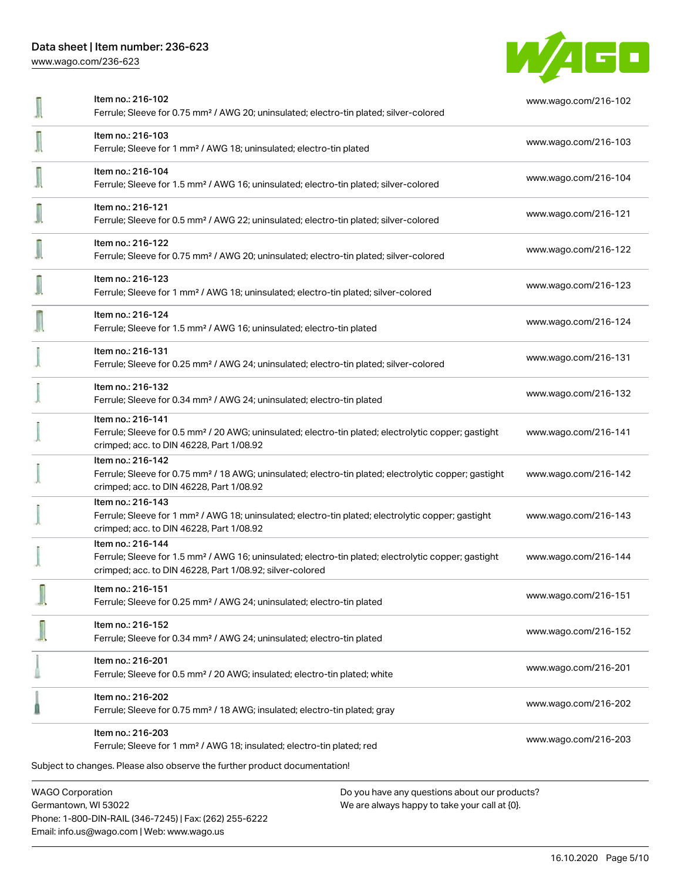| Item | URL |
|---|---|
| Item no.: 216-102<br>Ferrule; Sleeve for 0.75 mm² / AWG 20; uninsulated; electro-tin plated; silver-colored | www.wago.com/216-102 |
| Item no.: 216-103<br>Ferrule; Sleeve for 1 mm² / AWG 18; uninsulated; electro-tin plated | www.wago.com/216-103 |
| Item no.: 216-104<br>Ferrule; Sleeve for 1.5 mm² / AWG 16; uninsulated; electro-tin plated; silver-colored | www.wago.com/216-104 |
| Item no.: 216-121<br>Ferrule; Sleeve for 0.5 mm² / AWG 22; uninsulated; electro-tin plated; silver-colored | www.wago.com/216-121 |
| Item no.: 216-122<br>Ferrule; Sleeve for 0.75 mm² / AWG 20; uninsulated; electro-tin plated; silver-colored | www.wago.com/216-122 |
| Item no.: 216-123<br>Ferrule; Sleeve for 1 mm² / AWG 18; uninsulated; electro-tin plated; silver-colored | www.wago.com/216-123 |
| Item no.: 216-124<br>Ferrule; Sleeve for 1.5 mm² / AWG 16; uninsulated; electro-tin plated | www.wago.com/216-124 |
| Item no.: 216-131<br>Ferrule; Sleeve for 0.25 mm² / AWG 24; uninsulated; electro-tin plated; silver-colored | www.wago.com/216-131 |
| Item no.: 216-132<br>Ferrule; Sleeve for 0.34 mm² / AWG 24; uninsulated; electro-tin plated | www.wago.com/216-132 |
| Item no.: 216-141<br>Ferrule; Sleeve for 0.5 mm² / 20 AWG; uninsulated; electro-tin plated; electrolytic copper; gastight crimped; acc. to DIN 46228, Part 1/08.92 | www.wago.com/216-141 |
| Item no.: 216-142<br>Ferrule; Sleeve for 0.75 mm² / 18 AWG; uninsulated; electro-tin plated; electrolytic copper; gastight crimped; acc. to DIN 46228, Part 1/08.92 | www.wago.com/216-142 |
| Item no.: 216-143<br>Ferrule; Sleeve for 1 mm² / AWG 18; uninsulated; electro-tin plated; electrolytic copper; gastight crimped; acc. to DIN 46228, Part 1/08.92 | www.wago.com/216-143 |
| Item no.: 216-144<br>Ferrule; Sleeve for 1.5 mm² / AWG 16; uninsulated; electro-tin plated; electrolytic copper; gastight crimped; acc. to DIN 46228, Part 1/08.92; silver-colored | www.wago.com/216-144 |
| Item no.: 216-151<br>Ferrule; Sleeve for 0.25 mm² / AWG 24; uninsulated; electro-tin plated | www.wago.com/216-151 |
| Item no.: 216-152<br>Ferrule; Sleeve for 0.34 mm² / AWG 24; uninsulated; electro-tin plated | www.wago.com/216-152 |
| Item no.: 216-201<br>Ferrule; Sleeve for 0.5 mm² / 20 AWG; insulated; electro-tin plated; white | www.wago.com/216-201 |
| Item no.: 216-202<br>Ferrule; Sleeve for 0.75 mm² / 18 AWG; insulated; electro-tin plated; gray | www.wago.com/216-202 |
| Item no.: 216-203<br>Ferrule; Sleeve for 1 mm² / AWG 18; insulated; electro-tin plated; red | www.wago.com/216-203 |

Subject to changes. Please also observe the further product documentation!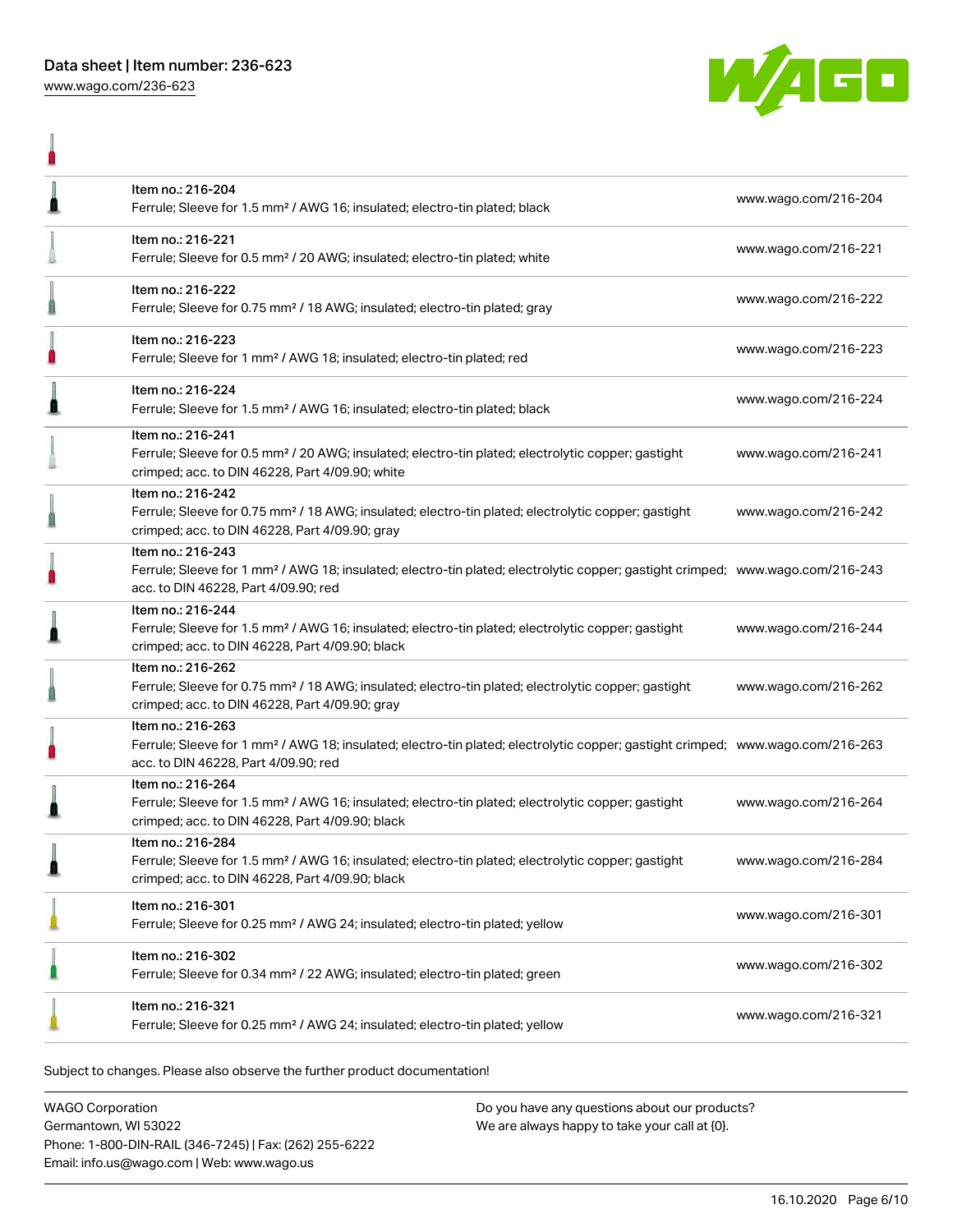| | | |
|---|---|---|
| | Item no.: 216-204<br>Ferrule; Sleeve for 1.5 mm² / AWG 16; insulated; electro-tin plated; black | www.wago.com/216-204 |
| | Item no.: 216-221<br>Ferrule; Sleeve for 0.5 mm² / 20 AWG; insulated; electro-tin plated; white | www.wago.com/216-221 |
| | Item no.: 216-222<br>Ferrule; Sleeve for 0.75 mm² / 18 AWG; insulated; electro-tin plated; gray | www.wago.com/216-222 |
| | Item no.: 216-223<br>Ferrule; Sleeve for 1 mm² / AWG 18; insulated; electro-tin plated; red | www.wago.com/216-223 |
| | Item no.: 216-224<br>Ferrule; Sleeve for 1.5 mm² / AWG 16; insulated; electro-tin plated; black | www.wago.com/216-224 |
| | Item no.: 216-241<br>Ferrule; Sleeve for 0.5 mm² / 20 AWG; insulated; electro-tin plated; electrolytic copper; gastight crimped; acc. to DIN 46228, Part 4/09.90; white | www.wago.com/216-241 |
| | Item no.: 216-242<br>Ferrule; Sleeve for 0.75 mm² / 18 AWG; insulated; electro-tin plated; electrolytic copper; gastight crimped; acc. to DIN 46228, Part 4/09.90; gray | www.wago.com/216-242 |
| | Item no.: 216-243<br>Ferrule; Sleeve for 1 mm² / AWG 18; insulated; electro-tin plated; electrolytic copper; gastight crimped; acc. to DIN 46228, Part 4/09.90; red | www.wago.com/216-243 |
| | Item no.: 216-244<br>Ferrule; Sleeve for 1.5 mm² / AWG 16; insulated; electro-tin plated; electrolytic copper; gastight crimped; acc. to DIN 46228, Part 4/09.90; black | www.wago.com/216-244 |
| | Item no.: 216-262<br>Ferrule; Sleeve for 0.75 mm² / 18 AWG; insulated; electro-tin plated; electrolytic copper; gastight crimped; acc. to DIN 46228, Part 4/09.90; gray | www.wago.com/216-262 |
| | Item no.: 216-263<br>Ferrule; Sleeve for 1 mm² / AWG 18; insulated; electro-tin plated; electrolytic copper; gastight crimped; acc. to DIN 46228, Part 4/09.90; red | www.wago.com/216-263 |
| | Item no.: 216-264<br>Ferrule; Sleeve for 1.5 mm² / AWG 16; insulated; electro-tin plated; electrolytic copper; gastight crimped; acc. to DIN 46228, Part 4/09.90; black | www.wago.com/216-264 |
| | Item no.: 216-284<br>Ferrule; Sleeve for 1.5 mm² / AWG 16; insulated; electro-tin plated; electrolytic copper; gastight crimped; acc. to DIN 46228, Part 4/09.90; black | www.wago.com/216-284 |
| | Item no.: 216-301<br>Ferrule; Sleeve for 0.25 mm² / AWG 24; insulated; electro-tin plated; yellow | www.wago.com/216-301 |
| | Item no.: 216-302<br>Ferrule; Sleeve for 0.34 mm² / 22 AWG; insulated; electro-tin plated; green | www.wago.com/216-302 |
| | Item no.: 216-321<br>Ferrule; Sleeve for 0.25 mm² / AWG 24; insulated; electro-tin plated; yellow | www.wago.com/216-321 |

Subject to changes. Please also observe the further product documentation!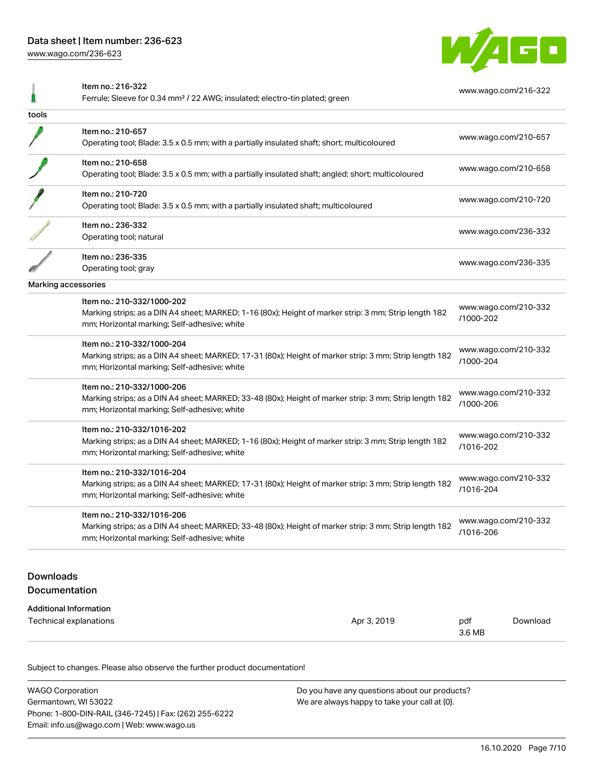| | Item | Link |
|---|---|---|
| | Item no.: 216-322<br>Ferrule; Sleeve for 0.34 mm² / 22 AWG; insulated; electro-tin plated; green | www.wago.com/216-322 |
| **tools** | | |
| | Item no.: 210-657<br>Operating tool; Blade: 3.5 x 0.5 mm; with a partially insulated shaft; short; multicoloured | www.wago.com/210-657 |
| | Item no.: 210-658<br>Operating tool; Blade: 3.5 x 0.5 mm; with a partially insulated shaft; angled; short; multicoloured | www.wago.com/210-658 |
| | Item no.: 210-720<br>Operating tool; Blade: 3.5 x 0.5 mm; with a partially insulated shaft; multicoloured | www.wago.com/210-720 |
| | Item no.: 236-332<br>Operating tool; natural | www.wago.com/236-332 |
| | Item no.: 236-335<br>Operating tool; gray | www.wago.com/236-335 |
| **Marking accessories** | | |
| | Item no.: 210-332/1000-202<br>Marking strips; as a DIN A4 sheet; MARKED; 1-16 (80x); Height of marker strip: 3 mm; Strip length 182 mm; Horizontal marking; Self-adhesive; white | www.wago.com/210-332/1000-202 |
| | Item no.: 210-332/1000-204<br>Marking strips; as a DIN A4 sheet; MARKED; 17-31 (80x); Height of marker strip: 3 mm; Strip length 182 mm; Horizontal marking; Self-adhesive; white | www.wago.com/210-332/1000-204 |
| | Item no.: 210-332/1000-206<br>Marking strips; as a DIN A4 sheet; MARKED; 33-48 (80x); Height of marker strip: 3 mm; Strip length 182 mm; Horizontal marking; Self-adhesive; white | www.wago.com/210-332/1000-206 |
| | Item no.: 210-332/1016-202<br>Marking strips; as a DIN A4 sheet; MARKED; 1-16 (80x); Height of marker strip: 3 mm; Strip length 182 mm; Horizontal marking; Self-adhesive; white | www.wago.com/210-332/1016-202 |
| | Item no.: 210-332/1016-204<br>Marking strips; as a DIN A4 sheet; MARKED; 17-31 (80x); Height of marker strip: 3 mm; Strip length 182 mm; Horizontal marking; Self-adhesive; white | www.wago.com/210-332/1016-204 |
| | Item no.: 210-332/1016-206<br>Marking strips; as a DIN A4 sheet; MARKED; 33-48 (80x); Height of marker strip: 3 mm; Strip length 182 mm; Horizontal marking; Self-adhesive; white | www.wago.com/210-332/1016-206 |

## Downloads

### Documentation

**Additional Information**

| | | | |
|---|---|---|---|
| Technical explanations | Apr 3, 2019 | pdf<br>3.6 MB | Download |

Subject to changes. Please also observe the further product documentation!

WAGO Corporation
Germantown, WI 53022
Phone: 1-800-DIN-RAIL (346-7245) | Fax: (262) 255-6222
Email: info.us@wago.com | Web: www.wago.us

Do you have any questions about our products?
We are always happy to take your call at {0}.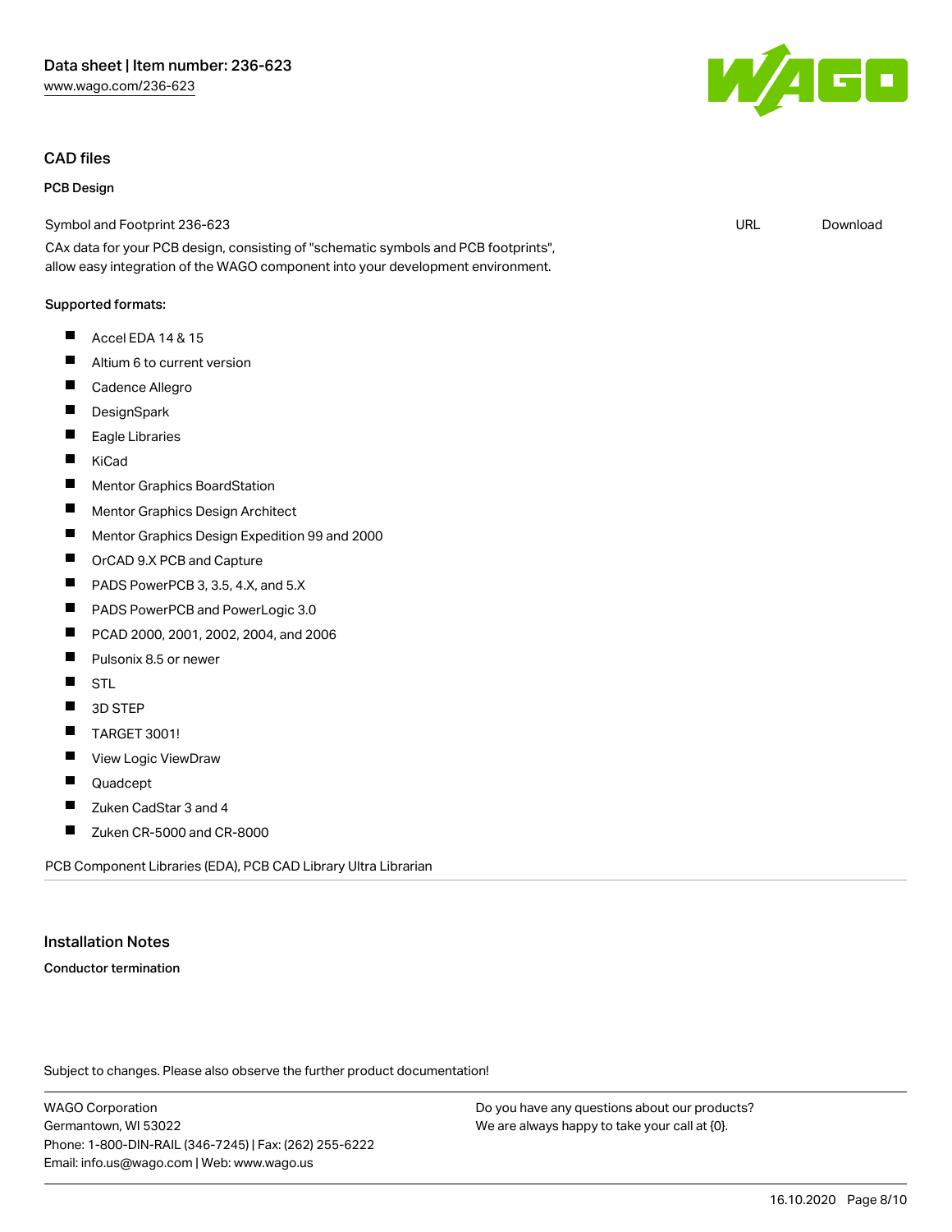## CAD files

### PCB Design

| Symbol and Footprint 236-623 | URL | Download |
| --- | --- | --- |

CAx data for your PCB design, consisting of "schematic symbols and PCB footprints", allow easy integration of the WAGO component into your development environment.

**Supported formats:**

- Accel EDA 14 & 15
- Altium 6 to current version
- Cadence Allegro
- DesignSpark
- Eagle Libraries
- KiCad
- Mentor Graphics BoardStation
- Mentor Graphics Design Architect
- Mentor Graphics Design Expedition 99 and 2000
- OrCAD 9.X PCB and Capture
- PADS PowerPCB 3, 3.5, 4.X, and 5.X
- PADS PowerPCB and PowerLogic 3.0
- PCAD 2000, 2001, 2002, 2004, and 2006
- Pulsonix 8.5 or newer
- STL
- 3D STEP
- TARGET 3001!
- View Logic ViewDraw
- Quadcept
- Zuken CadStar 3 and 4
- Zuken CR-5000 and CR-8000

PCB Component Libraries (EDA), PCB CAD Library Ultra Librarian

## Installation Notes

### Conductor termination

Subject to changes. Please also observe the further product documentation!

WAGO Corporation
Germantown, WI 53022
Phone: 1-800-DIN-RAIL (346-7245) | Fax: (262) 255-6222
Email: info.us@wago.com | Web: www.wago.us

Do you have any questions about our products?
We are always happy to take your call at {0}.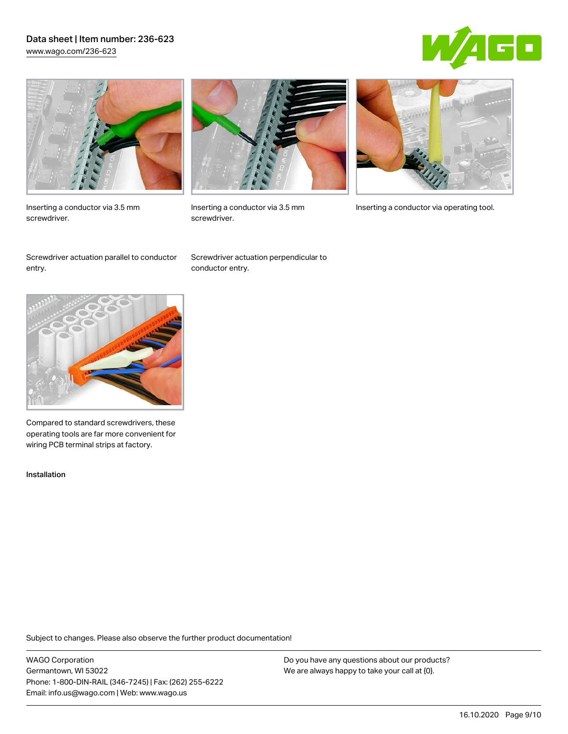Inserting a conductor via 3.5 mm screwdriver.

Inserting a conductor via 3.5 mm screwdriver.

Inserting a conductor via operating tool.

Screwdriver actuation parallel to conductor entry.

Screwdriver actuation perpendicular to conductor entry.

Compared to standard screwdrivers, these operating tools are far more convenient for wiring PCB terminal strips at factory.

Installation

Subject to changes. Please also observe the further product documentation!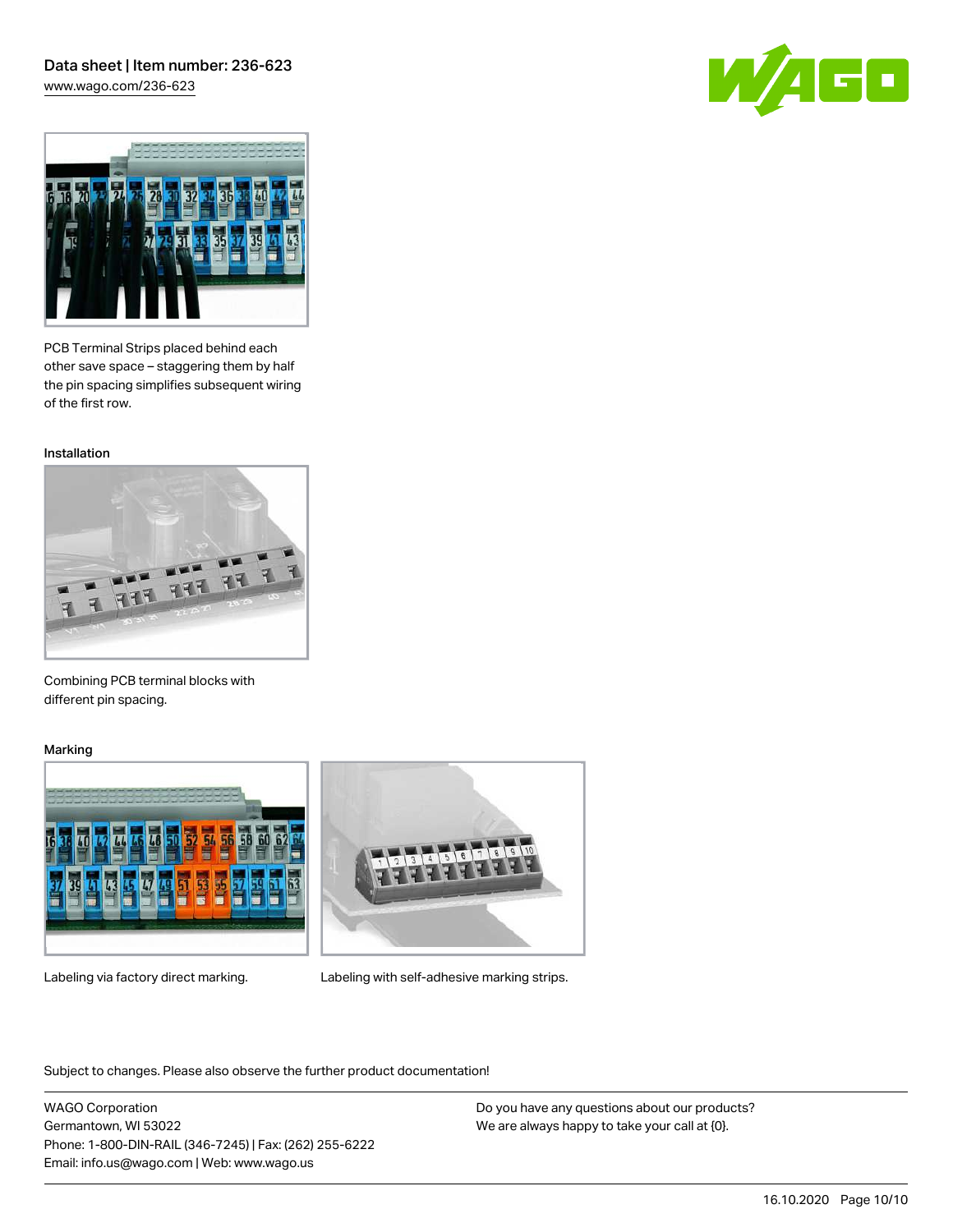PCB Terminal Strips placed behind each other save space – staggering them by half the pin spacing simplifies subsequent wiring of the first row.

### Installation

Combining PCB terminal blocks with different pin spacing.

### Marking

Labeling via factory direct marking.

Labeling with self-adhesive marking strips.

Subject to changes. Please also observe the further product documentation!

WAGO Corporation
Germantown, WI 53022
Phone: 1-800-DIN-RAIL (346-7245) | Fax: (262) 255-6222
Email: info.us@wago.com | Web: www.wago.us

Do you have any questions about our products?
We are always happy to take your call at {0}.